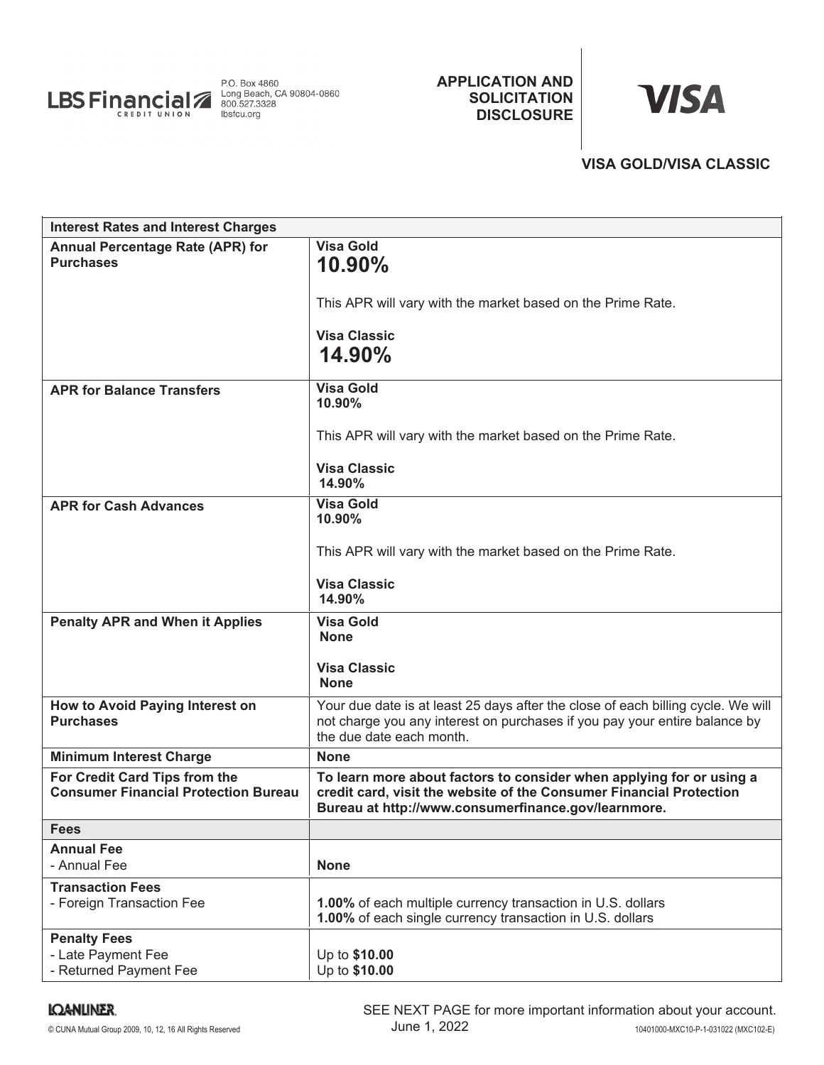LBS Financial Credit Union
P.O. Box 4860
Long Beach, CA 90804-0860
800.527.3328
lbsfcu.org

# APPLICATION AND SOLICITATION DISCLOSURE

VISA

## VISA GOLD/VISA CLASSIC

| Interest Rates and Interest Charges | |
|---|---|
| **Annual Percentage Rate (APR) for Purchases** | **Visa Gold** **10.90%** This APR will vary with the market based on the Prime Rate. **Visa Classic** **14.90%** |
| **APR for Balance Transfers** | **Visa Gold** **10.90%** This APR will vary with the market based on the Prime Rate. **Visa Classic** **14.90%** |
| **APR for Cash Advances** | **Visa Gold** **10.90%** This APR will vary with the market based on the Prime Rate. **Visa Classic** **14.90%** |
| **Penalty APR and When it Applies** | **Visa Gold** **None** **Visa Classic** **None** |
| **How to Avoid Paying Interest on Purchases** | Your due date is at least 25 days after the close of each billing cycle. We will not charge you any interest on purchases if you pay your entire balance by the due date each month. |
| **Minimum Interest Charge** | **None** |
| **For Credit Card Tips from the Consumer Financial Protection Bureau** | **To learn more about factors to consider when applying for or using a credit card, visit the website of the Consumer Financial Protection Bureau at http://www.consumerfinance.gov/learnmore.** |
| **Fees** | |
| **Annual Fee** - Annual Fee | **None** |
| **Transaction Fees** - Foreign Transaction Fee | **1.00%** of each multiple currency transaction in U.S. dollars **1.00%** of each single currency transaction in U.S. dollars |
| **Penalty Fees** - Late Payment Fee - Returned Payment Fee | Up to **$10.00** Up to **$10.00** |

SEE NEXT PAGE for more important information about your account.

June 1, 2022

LOANLINER. © CUNA Mutual Group 2009, 10, 12, 16 All Rights Reserved 10401000-MXC10-P-1-031022 (MXC102-E)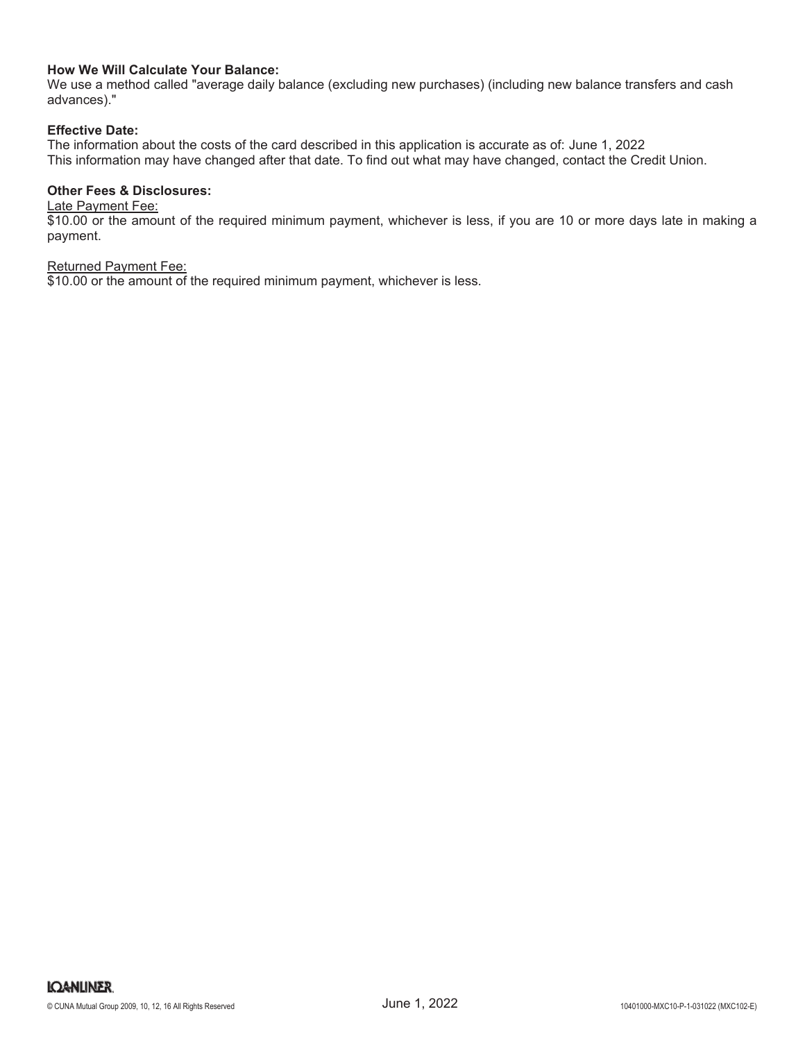**How We Will Calculate Your Balance:**
We use a method called "average daily balance (excluding new purchases) (including new balance transfers and cash advances)."

**Effective Date:**
The information about the costs of the card described in this application is accurate as of: June 1, 2022
This information may have changed after that date. To find out what may have changed, contact the Credit Union.

**Other Fees & Disclosures:**

Late Payment Fee:
$10.00 or the amount of the required minimum payment, whichever is less, if you are 10 or more days late in making a payment.

Returned Payment Fee:
$10.00 or the amount of the required minimum payment, whichever is less.